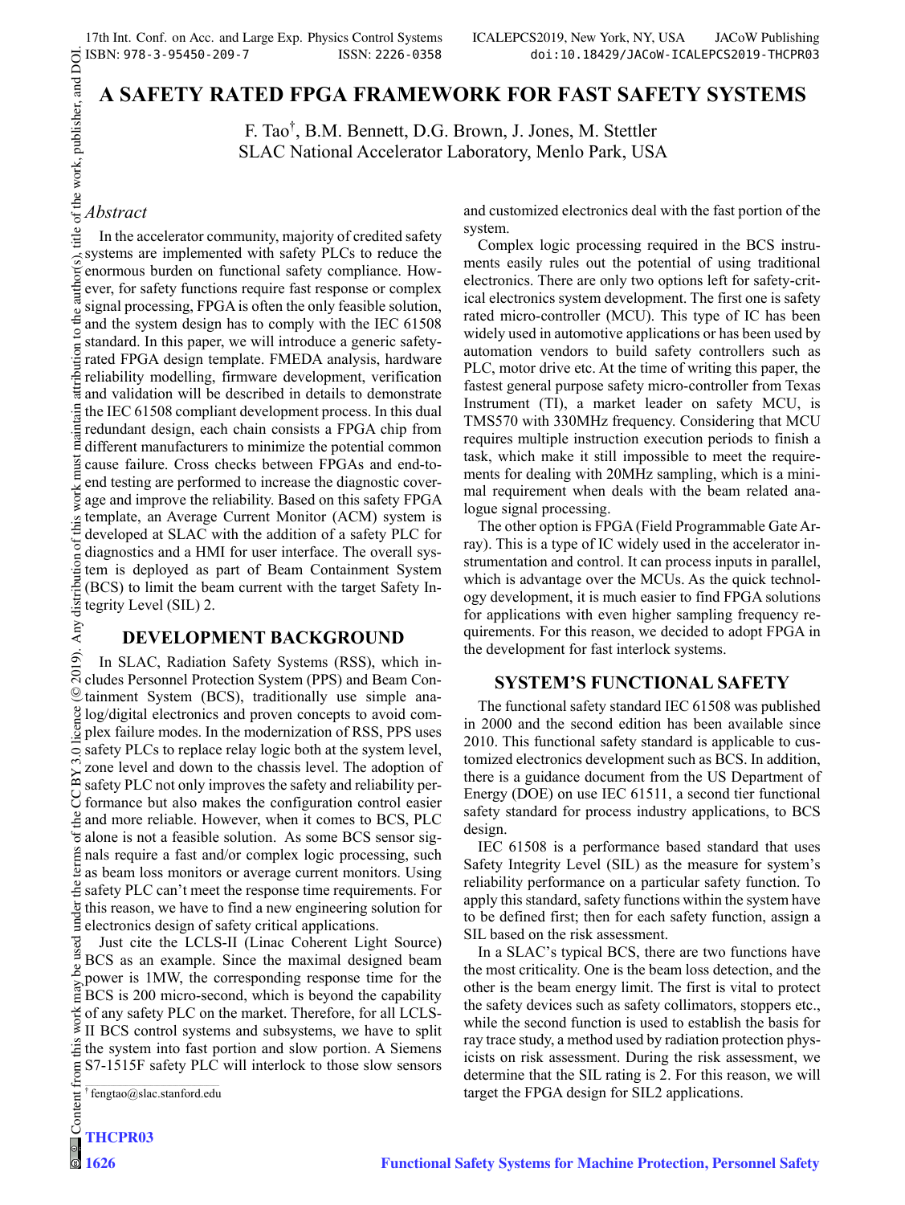# A SAFETY RATED FPGA FRAMEWORK FOR FAST SAFETY SYSTEMS

F. Tao†, B.M. Bennett, D.G. Brown, J. Jones, M. Stettler
SLAC National Accelerator Laboratory, Menlo Park, USA

## *Abstract*

In the accelerator community, majority of credited safety systems are implemented with safety PLCs to reduce the enormous burden on functional safety compliance. However, for safety functions require fast response or complex signal processing, FPGA is often the only feasible solution, and the system design has to comply with the IEC 61508 standard. In this paper, we will introduce a generic safety-rated FPGA design template. FMEDA analysis, hardware reliability modelling, firmware development, verification and validation will be described in details to demonstrate the IEC 61508 compliant development process. In this dual redundant design, each chain consists a FPGA chip from different manufacturers to minimize the potential common cause failure. Cross checks between FPGAs and end-to-end testing are performed to increase the diagnostic coverage and improve the reliability. Based on this safety FPGA template, an Average Current Monitor (ACM) system is developed at SLAC with the addition of a safety PLC for diagnostics and a HMI for user interface. The overall system is deployed as part of Beam Containment System (BCS) to limit the beam current with the target Safety Integrity Level (SIL) 2.

## DEVELOPMENT BACKGROUND

In SLAC, Radiation Safety Systems (RSS), which includes Personnel Protection System (PPS) and Beam Containment System (BCS), traditionally use simple analog/digital electronics and proven concepts to avoid complex failure modes. In the modernization of RSS, PPS uses safety PLCs to replace relay logic both at the system level, zone level and down to the chassis level. The adoption of safety PLC not only improves the safety and reliability performance but also makes the configuration control easier and more reliable. However, when it comes to BCS, PLC alone is not a feasible solution. As some BCS sensor signals require a fast and/or complex logic processing, such as beam loss monitors or average current monitors. Using safety PLC can't meet the response time requirements. For this reason, we have to find a new engineering solution for electronics design of safety critical applications.

Just cite the LCLS-II (Linac Coherent Light Source) BCS as an example. Since the maximal designed beam power is 1MW, the corresponding response time for the BCS is 200 micro-second, which is beyond the capability of any safety PLC on the market. Therefore, for all LCLS-II BCS control systems and subsystems, we have to split the system into fast portion and slow portion. A Siemens S7-1515F safety PLC will interlock to those slow sensors and customized electronics deal with the fast portion of the system.

Complex logic processing required in the BCS instruments easily rules out the potential of using traditional electronics. There are only two options left for safety-critical electronics system development. The first one is safety rated micro-controller (MCU). This type of IC has been widely used in automotive applications or has been used by automation vendors to build safety controllers such as PLC, motor drive etc. At the time of writing this paper, the fastest general purpose safety micro-controller from Texas Instrument (TI), a market leader on safety MCU, is TMS570 with 330MHz frequency. Considering that MCU requires multiple instruction execution periods to finish a task, which make it still impossible to meet the requirements for dealing with 20MHz sampling, which is a minimal requirement when deals with the beam related analogue signal processing.

The other option is FPGA (Field Programmable Gate Array). This is a type of IC widely used in the accelerator instrumentation and control. It can process inputs in parallel, which is advantage over the MCUs. As the quick technology development, it is much easier to find FPGA solutions for applications with even higher sampling frequency requirements. For this reason, we decided to adopt FPGA in the development for fast interlock systems.

## SYSTEM'S FUNCTIONAL SAFETY

The functional safety standard IEC 61508 was published in 2000 and the second edition has been available since 2010. This functional safety standard is applicable to customized electronics development such as BCS. In addition, there is a guidance document from the US Department of Energy (DOE) on use IEC 61511, a second tier functional safety standard for process industry applications, to BCS design.

IEC 61508 is a performance based standard that uses Safety Integrity Level (SIL) as the measure for system's reliability performance on a particular safety function. To apply this standard, safety functions within the system have to be defined first; then for each safety function, assign a SIL based on the risk assessment.

In a SLAC's typical BCS, there are two functions have the most criticality. One is the beam loss detection, and the other is the beam energy limit. The first is vital to protect the safety devices such as safety collimators, stoppers etc., while the second function is used to establish the basis for ray trace study, a method used by radiation protection physicists on risk assessment. During the risk assessment, we determine that the SIL rating is 2. For this reason, we will target the FPGA design for SIL2 applications.

† fengtao@slac.stanford.edu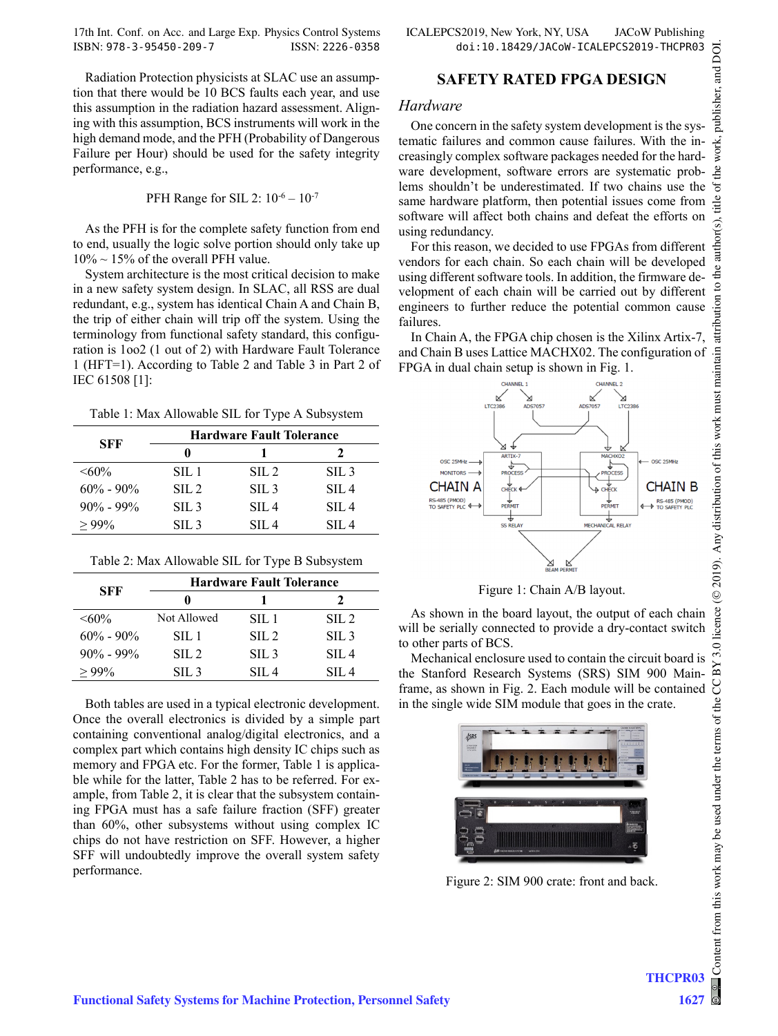Radiation Protection physicists at SLAC use an assumption that there would be 10 BCS faults each year, and use this assumption in the radiation hazard assessment. Aligning with this assumption, BCS instruments will work in the high demand mode, and the PFH (Probability of Dangerous Failure per Hour) should be used for the safety integrity performance, e.g.,

$$\text{PFH Range for SIL 2: } 10^{-6} - 10^{-7}$$

As the PFH is for the complete safety function from end to end, usually the logic solve portion should only take up 10% ~ 15% of the overall PFH value.

System architecture is the most critical decision to make in a new safety system design. In SLAC, all RSS are dual redundant, e.g., system has identical Chain A and Chain B, the trip of either chain will trip off the system. Using the terminology from functional safety standard, this configuration is 1oo2 (1 out of 2) with Hardware Fault Tolerance 1 (HFT=1). According to Table 2 and Table 3 in Part 2 of IEC 61508 [1]:

Table 1: Max Allowable SIL for Type A Subsystem

| SFF | Hardware Fault Tolerance | | |
|---|---|---|---|
| | 0 | 1 | 2 |
| <60% | SIL 1 | SIL 2 | SIL 3 |
| 60% - 90% | SIL 2 | SIL 3 | SIL 4 |
| 90% - 99% | SIL 3 | SIL 4 | SIL 4 |
| ≥ 99% | SIL 3 | SIL 4 | SIL 4 |

Table 2: Max Allowable SIL for Type B Subsystem

| SFF | Hardware Fault Tolerance | | |
|---|---|---|---|
| | 0 | 1 | 2 |
| <60% | Not Allowed | SIL 1 | SIL 2 |
| 60% - 90% | SIL 1 | SIL 2 | SIL 3 |
| 90% - 99% | SIL 2 | SIL 3 | SIL 4 |
| ≥ 99% | SIL 3 | SIL 4 | SIL 4 |

Both tables are used in a typical electronic development. Once the overall electronics is divided by a simple part containing conventional analog/digital electronics, and a complex part which contains high density IC chips such as memory and FPGA etc. For the former, Table 1 is applicable while for the latter, Table 2 has to be referred. For example, from Table 2, it is clear that the subsystem containing FPGA must has a safe failure fraction (SFF) greater than 60%, other subsystems without using complex IC chips do not have restriction on SFF. However, a higher SFF will undoubtedly improve the overall system safety performance.

## SAFETY RATED FPGA DESIGN

### *Hardware*

One concern in the safety system development is the systematic failures and common cause failures. With the increasingly complex software packages needed for the hardware development, software errors are systematic problems shouldn't be underestimated. If two chains use the same hardware platform, then potential issues come from software will affect both chains and defeat the efforts on using redundancy.

For this reason, we decided to use FPGAs from different vendors for each chain. So each chain will be developed using different software tools. In addition, the firmware development of each chain will be carried out by different engineers to further reduce the potential common cause failures.

In Chain A, the FPGA chip chosen is the Xilinx Artix-7, and Chain B uses Lattice MACHX02. The configuration of FPGA in dual chain setup is shown in Fig. 1.

Figure 1: Chain A/B layout.

As shown in the board layout, the output of each chain will be serially connected to provide a dry-contact switch to other parts of BCS.

Mechanical enclosure used to contain the circuit board is the Stanford Research Systems (SRS) SIM 900 Mainframe, as shown in Fig. 2. Each module will be contained in the single wide SIM module that goes in the crate.

Figure 2: SIM 900 crate: front and back.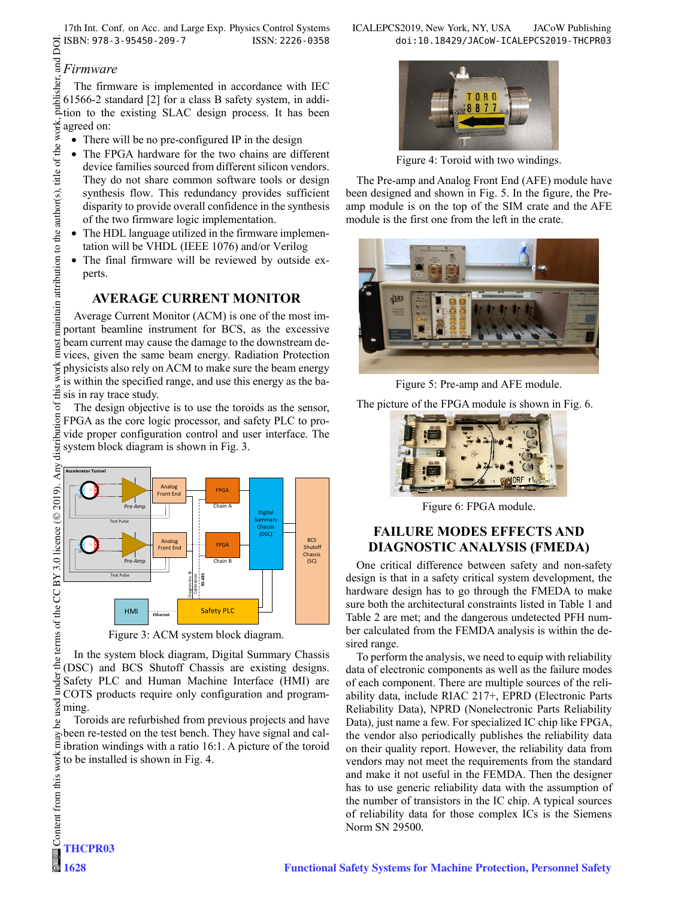### *Firmware*

The firmware is implemented in accordance with IEC 61566-2 standard [2] for a class B safety system, in addition to the existing SLAC design process. It has been agreed on:

- There will be no pre-configured IP in the design
- The FPGA hardware for the two chains are different device families sourced from different silicon vendors. They do not share common software tools or design synthesis flow. This redundancy provides sufficient disparity to provide overall confidence in the synthesis of the two firmware logic implementation.
- The HDL language utilized in the firmware implementation will be VHDL (IEEE 1076) and/or Verilog
- The final firmware will be reviewed by outside experts.

## AVERAGE CURRENT MONITOR

Average Current Monitor (ACM) is one of the most important beamline instrument for BCS, as the excessive beam current may cause the damage to the downstream devices, given the same beam energy. Radiation Protection physicists also rely on ACM to make sure the beam energy is within the specified range, and use this energy as the basis in ray trace study.

The design objective is to use the toroids as the sensor, FPGA as the core logic processor, and safety PLC to provide proper configuration control and user interface. The system block diagram is shown in Fig. 3.

Figure 3: ACM system block diagram.

In the system block diagram, Digital Summary Chassis (DSC) and BCS Shutoff Chassis are existing designs. Safety PLC and Human Machine Interface (HMI) are COTS products require only configuration and programming.

Toroids are refurbished from previous projects and have been re-tested on the test bench. They have signal and calibration windings with a ratio 16:1. A picture of the toroid to be installed is shown in Fig. 4.

Figure 4: Toroid with two windings.

The Pre-amp and Analog Front End (AFE) module have been designed and shown in Fig. 5. In the figure, the Pre-amp module is on the top of the SIM crate and the AFE module is the first one from the left in the crate.

Figure 5: Pre-amp and AFE module.

The picture of the FPGA module is shown in Fig. 6.

Figure 6: FPGA module.

## FAILURE MODES EFFECTS AND DIAGNOSTIC ANALYSIS (FMEDA)

One critical difference between safety and non-safety design is that in a safety critical system development, the hardware design has to go through the FMEDA to make sure both the architectural constraints listed in Table 1 and Table 2 are met; and the dangerous undetected PFH number calculated from the FEMDA analysis is within the desired range.

To perform the analysis, we need to equip with reliability data of electronic components as well as the failure modes of each component. There are multiple sources of the reliability data, include RIAC 217+, EPRD (Electronic Parts Reliability Data), NPRD (Nonelectronic Parts Reliability Data), just name a few. For specialized IC chip like FPGA, the vendor also periodically publishes the reliability data on their quality report. However, the reliability data from vendors may not meet the requirements from the standard and make it not useful in the FEMDA. Then the designer has to use generic reliability data with the assumption of the number of transistors in the IC chip. A typical sources of reliability data for those complex ICs is the Siemens Norm SN 29500.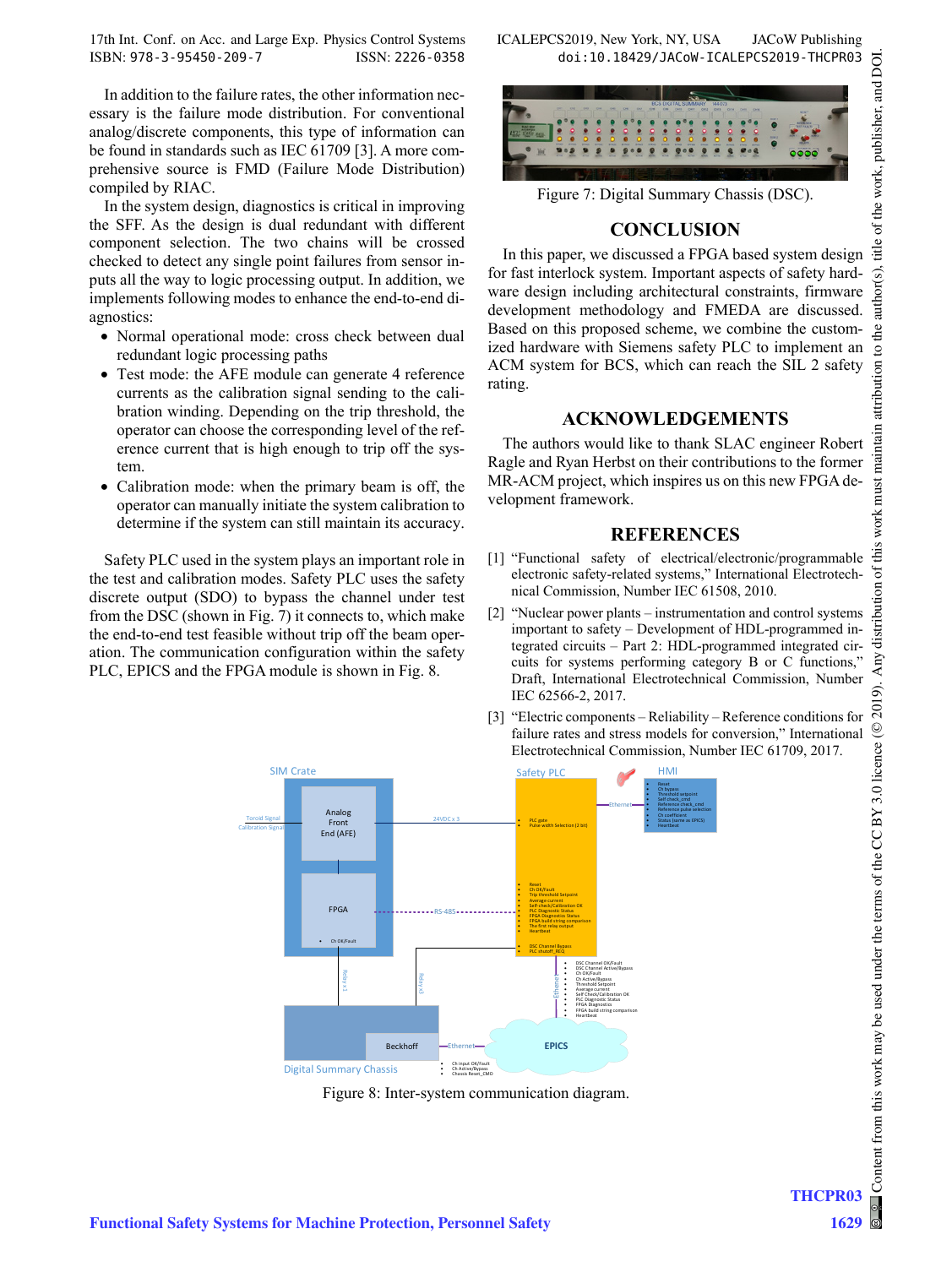In addition to the failure rates, the other information necessary is the failure mode distribution. For conventional analog/discrete components, this type of information can be found in standards such as IEC 61709 [3]. A more comprehensive source is FMD (Failure Mode Distribution) compiled by RIAC.

In the system design, diagnostics is critical in improving the SFF. As the design is dual redundant with different component selection. The two chains will be crossed checked to detect any single point failures from sensor inputs all the way to logic processing output. In addition, we implements following modes to enhance the end-to-end diagnostics:

- Normal operational mode: cross check between dual redundant logic processing paths
- Test mode: the AFE module can generate 4 reference currents as the calibration signal sending to the calibration winding. Depending on the trip threshold, the operator can choose the corresponding level of the reference current that is high enough to trip off the system.
- Calibration mode: when the primary beam is off, the operator can manually initiate the system calibration to determine if the system can still maintain its accuracy.

Safety PLC used in the system plays an important role in the test and calibration modes. Safety PLC uses the safety discrete output (SDO) to bypass the channel under test from the DSC (shown in Fig. 7) it connects to, which make the end-to-end test feasible without trip off the beam operation. The communication configuration within the safety PLC, EPICS and the FPGA module is shown in Fig. 8.

Figure 7: Digital Summary Chassis (DSC).

## CONCLUSION

In this paper, we discussed a FPGA based system design for fast interlock system. Important aspects of safety hardware design including architectural constraints, firmware development methodology and FMEDA are discussed. Based on this proposed scheme, we combine the customized hardware with Siemens safety PLC to implement an ACM system for BCS, which can reach the SIL 2 safety rating.

## ACKNOWLEDGEMENTS

The authors would like to thank SLAC engineer Robert Ragle and Ryan Herbst on their contributions to the former MR-ACM project, which inspires us on this new FPGA development framework.

## REFERENCES

[1] "Functional safety of electrical/electronic/programmable electronic safety-related systems," International Electrotechnical Commission, Number IEC 61508, 2010.

[2] "Nuclear power plants – instrumentation and control systems important to safety – Development of HDL-programmed integrated circuits – Part 2: HDL-programmed integrated circuits for systems performing category B or C functions," Draft, International Electrotechnical Commission, Number IEC 62566-2, 2017.

[3] "Electric components – Reliability – Reference conditions for failure rates and stress models for conversion," International Electrotechnical Commission, Number IEC 61709, 2017.

Figure 8: Inter-system communication diagram.